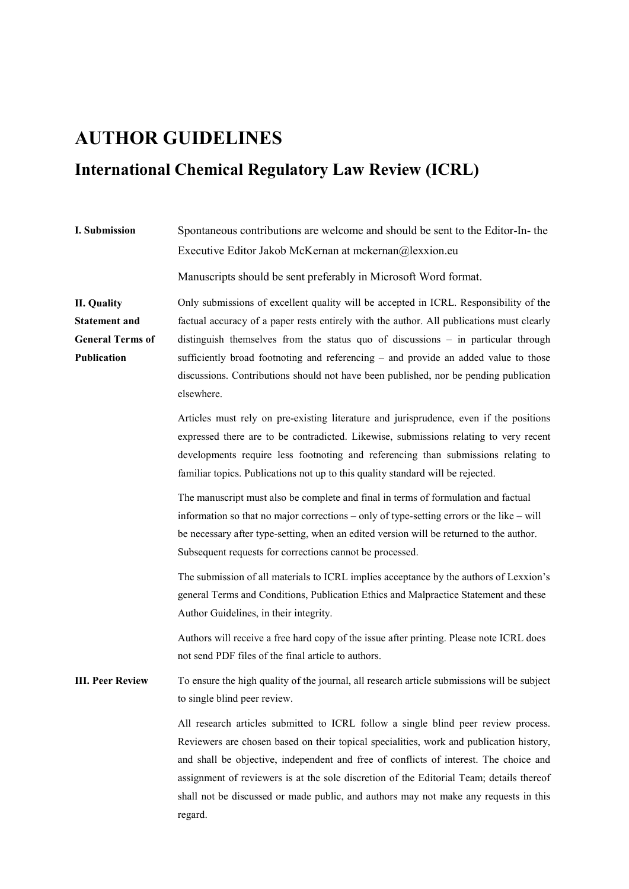# AUTHOR GUIDELINES

## International Chemical Regulatory Law Review (ICRL)

**I. Submission**

Spontaneous contributions are welcome and should be sent to the Editor-In- the Executive Editor Jakob McKernan at mckernan@lexxion.eu

Manuscripts should be sent preferably in Microsoft Word format.

**II. Quality Statement and General Terms of Publication**

Only submissions of excellent quality will be accepted in ICRL. Responsibility of the factual accuracy of a paper rests entirely with the author. All publications must clearly distinguish themselves from the status quo of discussions – in particular through sufficiently broad footnoting and referencing – and provide an added value to those discussions. Contributions should not have been published, nor be pending publication elsewhere.

Articles must rely on pre-existing literature and jurisprudence, even if the positions expressed there are to be contradicted. Likewise, submissions relating to very recent developments require less footnoting and referencing than submissions relating to familiar topics. Publications not up to this quality standard will be rejected.

The manuscript must also be complete and final in terms of formulation and factual information so that no major corrections – only of type-setting errors or the like – will be necessary after type-setting, when an edited version will be returned to the author. Subsequent requests for corrections cannot be processed.

The submission of all materials to ICRL implies acceptance by the authors of Lexxion's general Terms and Conditions, Publication Ethics and Malpractice Statement and these Author Guidelines, in their integrity.

Authors will receive a free hard copy of the issue after printing. Please note ICRL does not send PDF files of the final article to authors.

**III. Peer Review**

To ensure the high quality of the journal, all research article submissions will be subject to single blind peer review.

All research articles submitted to ICRL follow a single blind peer review process. Reviewers are chosen based on their topical specialities, work and publication history, and shall be objective, independent and free of conflicts of interest. The choice and assignment of reviewers is at the sole discretion of the Editorial Team; details thereof shall not be discussed or made public, and authors may not make any requests in this regard.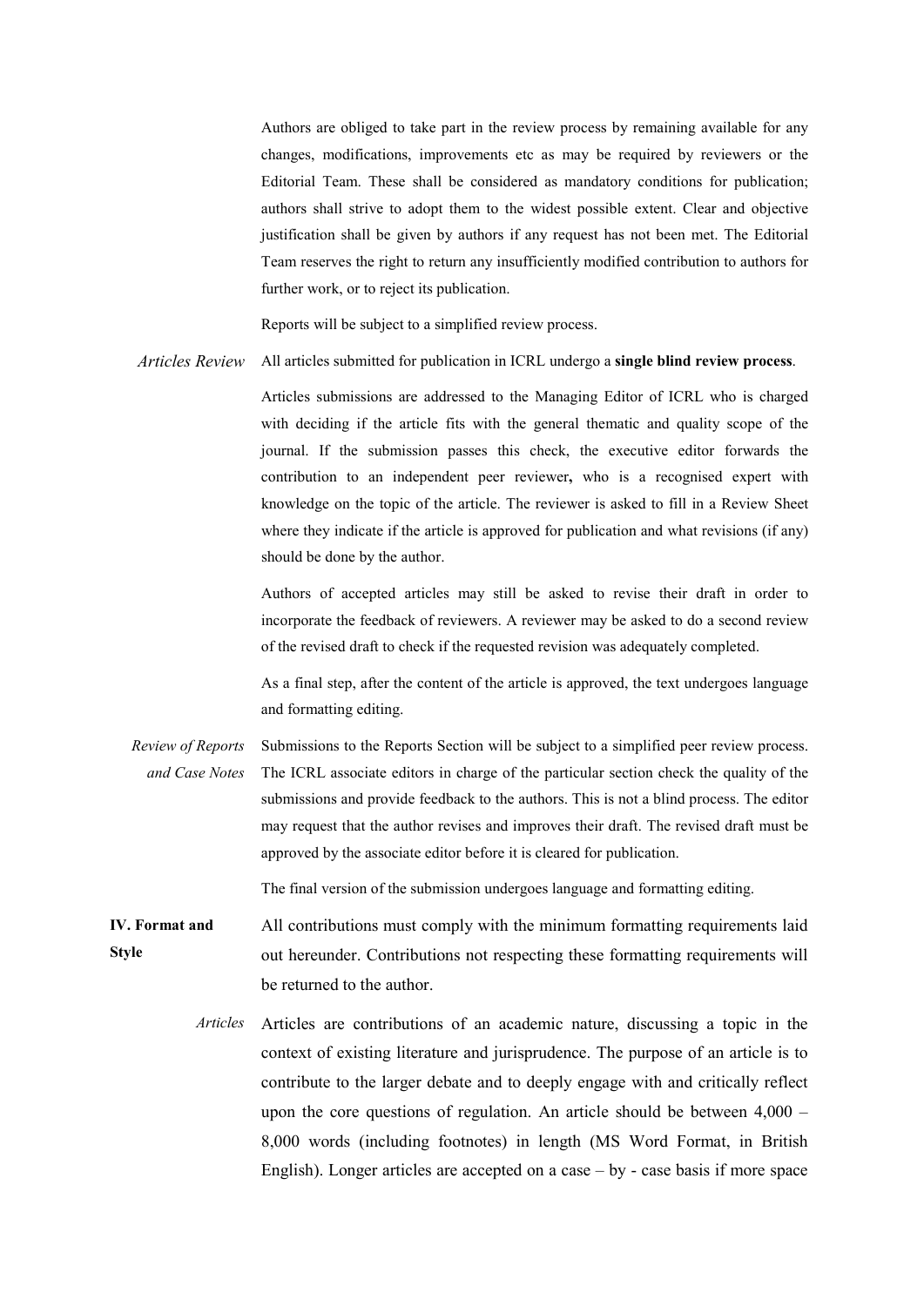Authors are obliged to take part in the review process by remaining available for any changes, modifications, improvements etc as may be required by reviewers or the Editorial Team. These shall be considered as mandatory conditions for publication; authors shall strive to adopt them to the widest possible extent. Clear and objective justification shall be given by authors if any request has not been met. The Editorial Team reserves the right to return any insufficiently modified contribution to authors for further work, or to reject its publication.

Reports will be subject to a simplified review process.

*Articles Review*

All articles submitted for publication in ICRL undergo a **single blind review process**.

Articles submissions are addressed to the Managing Editor of ICRL who is charged with deciding if the article fits with the general thematic and quality scope of the journal. If the submission passes this check, the executive editor forwards the contribution to an independent peer reviewer**,** who is a recognised expert with knowledge on the topic of the article. The reviewer is asked to fill in a Review Sheet where they indicate if the article is approved for publication and what revisions (if any) should be done by the author.

Authors of accepted articles may still be asked to revise their draft in order to incorporate the feedback of reviewers. A reviewer may be asked to do a second review of the revised draft to check if the requested revision was adequately completed.

As a final step, after the content of the article is approved, the text undergoes language and formatting editing.

*Review of Reports and Case Notes*

Submissions to the Reports Section will be subject to a simplified peer review process. The ICRL associate editors in charge of the particular section check the quality of the submissions and provide feedback to the authors. This is not a blind process. The editor may request that the author revises and improves their draft. The revised draft must be approved by the associate editor before it is cleared for publication.

The final version of the submission undergoes language and formatting editing.

## IV. Format and Style

All contributions must comply with the minimum formatting requirements laid out hereunder. Contributions not respecting these formatting requirements will be returned to the author.

*Articles*

Articles are contributions of an academic nature, discussing a topic in the context of existing literature and jurisprudence. The purpose of an article is to contribute to the larger debate and to deeply engage with and critically reflect upon the core questions of regulation. An article should be between 4,000 – 8,000 words (including footnotes) in length (MS Word Format, in British English). Longer articles are accepted on a case – by - case basis if more space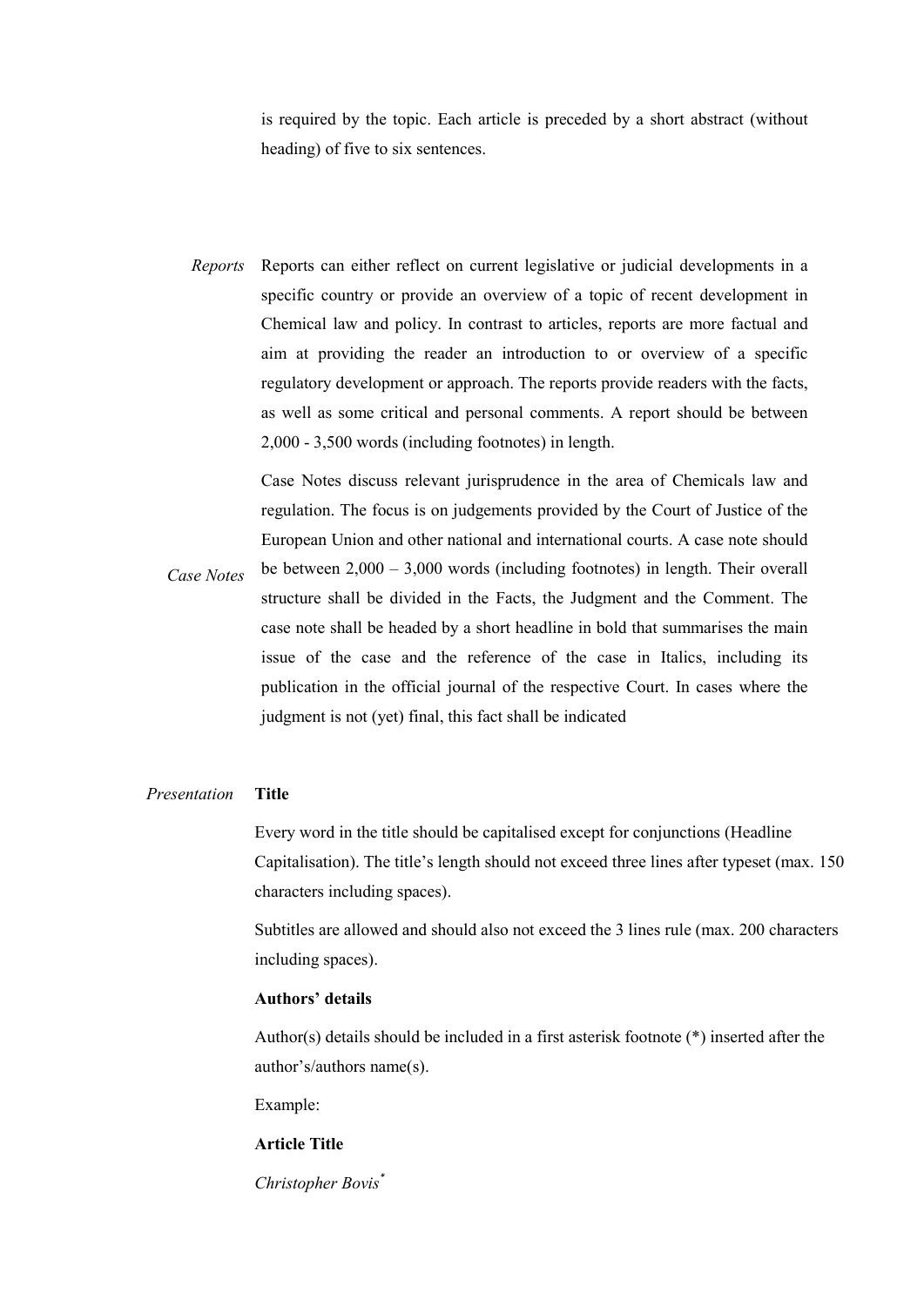is required by the topic. Each article is preceded by a short abstract (without heading) of five to six sentences.

*Reports*

Reports can either reflect on current legislative or judicial developments in a specific country or provide an overview of a topic of recent development in Chemical law and policy. In contrast to articles, reports are more factual and aim at providing the reader an introduction to or overview of a specific regulatory development or approach. The reports provide readers with the facts, as well as some critical and personal comments. A report should be between 2,000 - 3,500 words (including footnotes) in length.

*Case Notes*

Case Notes discuss relevant jurisprudence in the area of Chemicals law and regulation. The focus is on judgements provided by the Court of Justice of the European Union and other national and international courts. A case note should be between 2,000 – 3,000 words (including footnotes) in length. Their overall structure shall be divided in the Facts, the Judgment and the Comment. The case note shall be headed by a short headline in bold that summarises the main issue of the case and the reference of the case in Italics, including its publication in the official journal of the respective Court. In cases where the judgment is not (yet) final, this fact shall be indicated

*Presentation*

**Title**

Every word in the title should be capitalised except for conjunctions (Headline Capitalisation). The title's length should not exceed three lines after typeset (max. 150 characters including spaces).

Subtitles are allowed and should also not exceed the 3 lines rule (max. 200 characters including spaces).

**Authors' details**

Author(s) details should be included in a first asterisk footnote (*) inserted after the author's/authors name(s).

Example:

**Article Title**

*Christopher Bovis**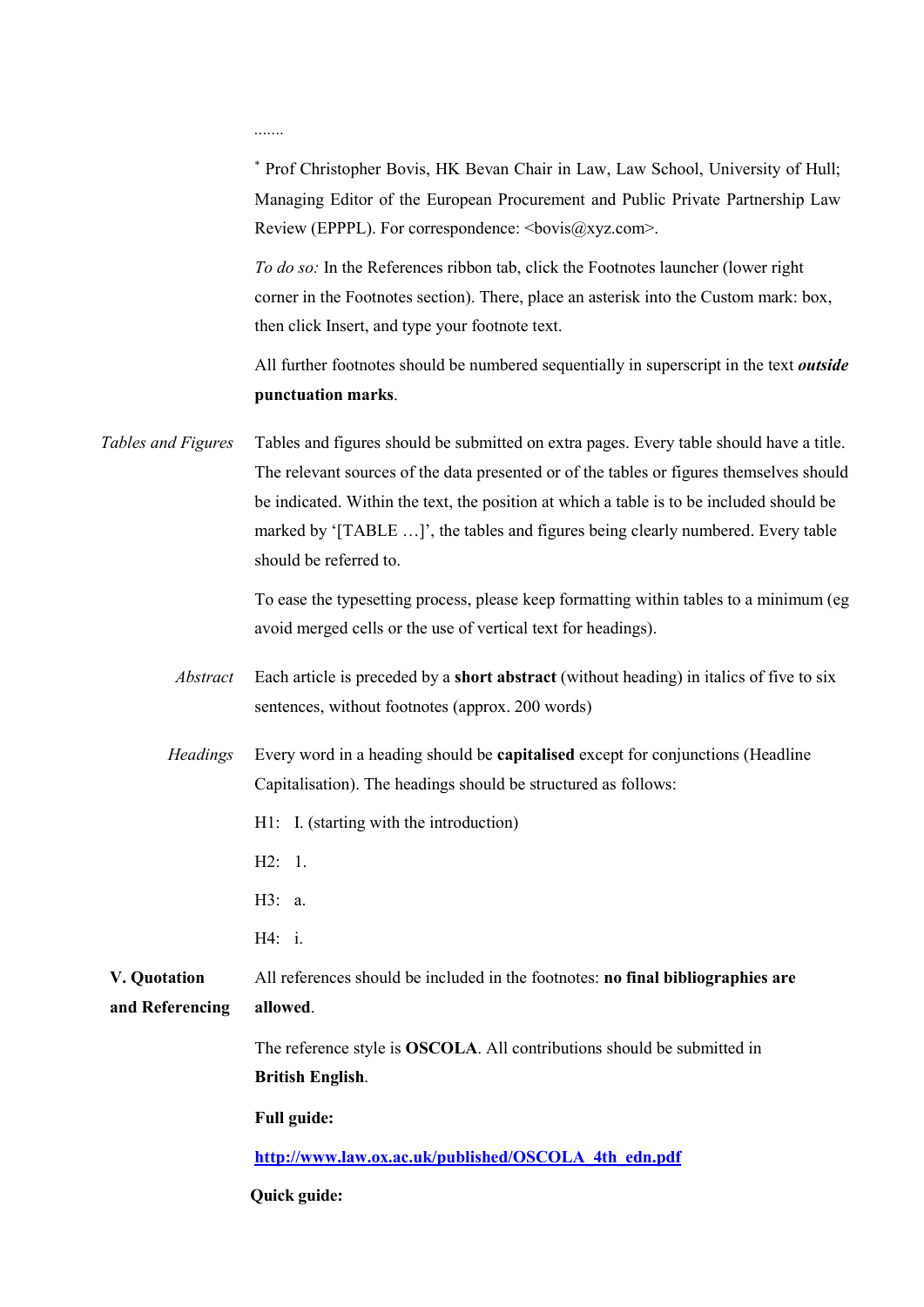.......

* Prof Christopher Bovis, HK Bevan Chair in Law, Law School, University of Hull; Managing Editor of the European Procurement and Public Private Partnership Law Review (EPPPL). For correspondence: <bovis@xyz.com>.

*To do so:* In the References ribbon tab, click the Footnotes launcher (lower right corner in the Footnotes section). There, place an asterisk into the Custom mark: box, then click Insert, and type your footnote text.

All further footnotes should be numbered sequentially in superscript in the text ***outside*** **punctuation marks**.

*Tables and Figures*

Tables and figures should be submitted on extra pages. Every table should have a title. The relevant sources of the data presented or of the tables or figures themselves should be indicated. Within the text, the position at which a table is to be included should be marked by '[TABLE …]', the tables and figures being clearly numbered. Every table should be referred to.

To ease the typesetting process, please keep formatting within tables to a minimum (eg avoid merged cells or the use of vertical text for headings).

*Abstract*

Each article is preceded by a **short abstract** (without heading) in italics of five to six sentences, without footnotes (approx. 200 words)

*Headings*

Every word in a heading should be **capitalised** except for conjunctions (Headline Capitalisation). The headings should be structured as follows:

H1: I. (starting with the introduction)

H2: 1.

H3: a.

H4: i.

**V. Quotation and Referencing**

All references should be included in the footnotes: **no final bibliographies are allowed**.

The reference style is **OSCOLA**. All contributions should be submitted in **British English**.

**Full guide:**

**[http://www.law.ox.ac.uk/published/OSCOLA_4th_edn.pdf](http://www.law.ox.ac.uk/published/OSCOLA_4th_edn.pdf)**

**Quick guide:**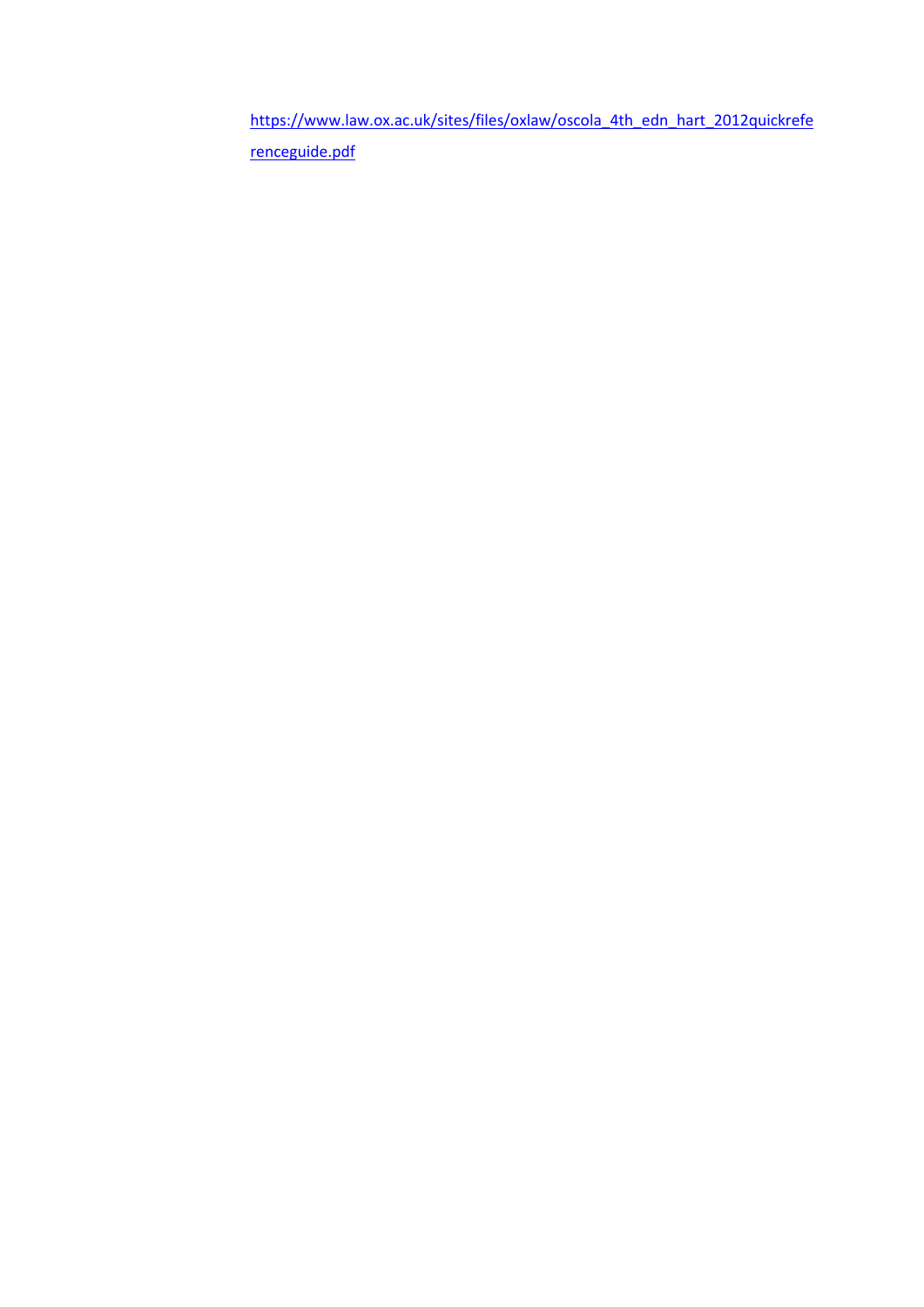https://www.law.ox.ac.uk/sites/files/oxlaw/oscola_4th_edn_hart_2012quickreferenceguide.pdf